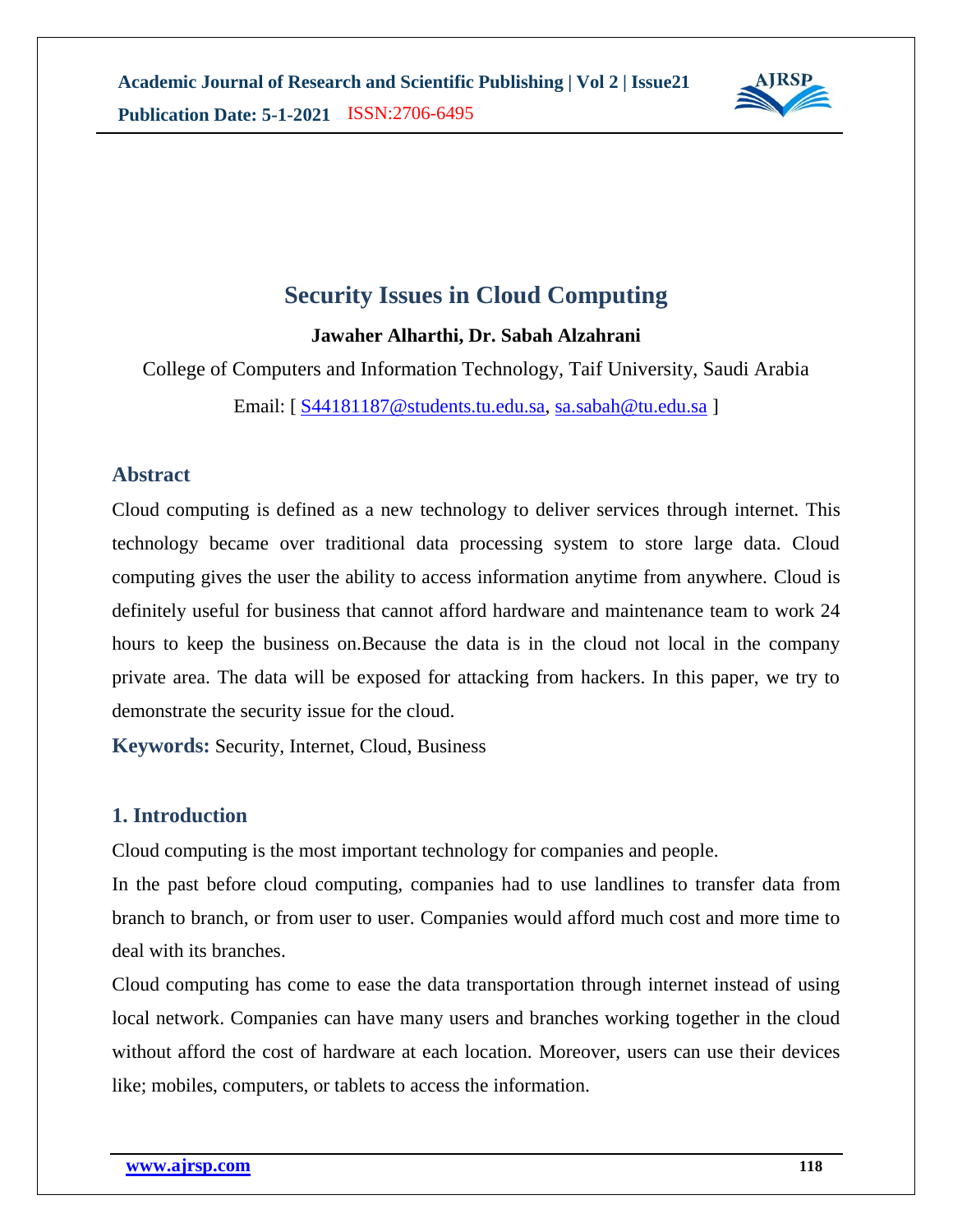# Security Issues in Cloud Computing

**Jawaher Alharthi, Dr. Sabah Alzahrani**

College of Computers and Information Technology, Taif University, Saudi Arabia

Email: [ S44181187@students.tu.edu.sa, sa.sabah@tu.edu.sa ]

## Abstract

Cloud computing is defined as a new technology to deliver services through internet. This technology became over traditional data processing system to store large data. Cloud computing gives the user the ability to access information anytime from anywhere. Cloud is definitely useful for business that cannot afford hardware and maintenance team to work 24 hours to keep the business on.Because the data is in the cloud not local in the company private area. The data will be exposed for attacking from hackers. In this paper, we try to demonstrate the security issue for the cloud.

**Keywords:** Security, Internet, Cloud, Business

## 1. Introduction

Cloud computing is the most important technology for companies and people.

In the past before cloud computing, companies had to use landlines to transfer data from branch to branch, or from user to user. Companies would afford much cost and more time to deal with its branches.

Cloud computing has come to ease the data transportation through internet instead of using local network. Companies can have many users and branches working together in the cloud without afford the cost of hardware at each location. Moreover, users can use their devices like; mobiles, computers, or tablets to access the information.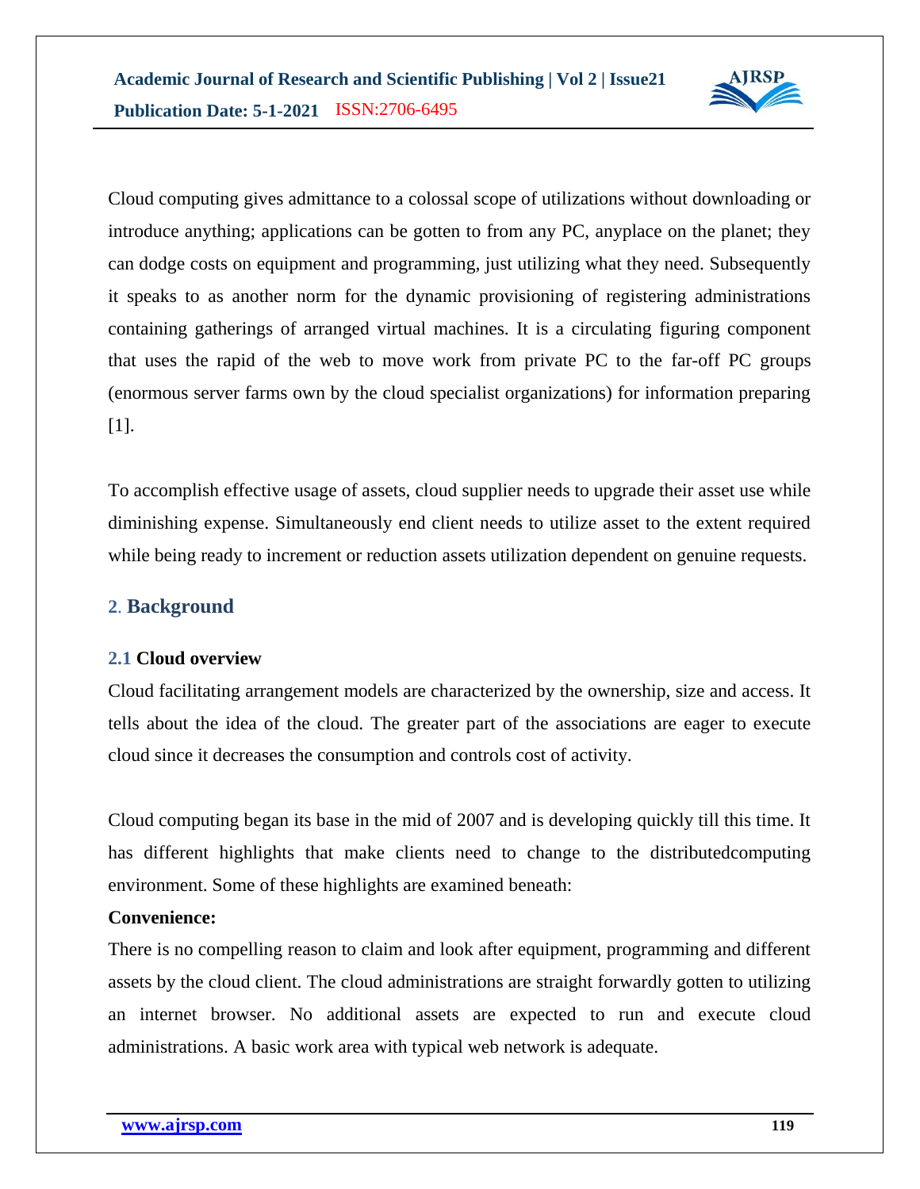Cloud computing gives admittance to a colossal scope of utilizations without downloading or introduce anything; applications can be gotten to from any PC, anyplace on the planet; they can dodge costs on equipment and programming, just utilizing what they need. Subsequently it speaks to as another norm for the dynamic provisioning of registering administrations containing gatherings of arranged virtual machines. It is a circulating figuring component that uses the rapid of the web to move work from private PC to the far-off PC groups (enormous server farms own by the cloud specialist organizations) for information preparing [1].

To accomplish effective usage of assets, cloud supplier needs to upgrade their asset use while diminishing expense. Simultaneously end client needs to utilize asset to the extent required while being ready to increment or reduction assets utilization dependent on genuine requests.

## 2. Background

### 2.1 Cloud overview

Cloud facilitating arrangement models are characterized by the ownership, size and access. It tells about the idea of the cloud. The greater part of the associations are eager to execute cloud since it decreases the consumption and controls cost of activity.

Cloud computing began its base in the mid of 2007 and is developing quickly till this time. It has different highlights that make clients need to change to the distributedcomputing environment. Some of these highlights are examined beneath:

**Convenience:**

There is no compelling reason to claim and look after equipment, programming and different assets by the cloud client. The cloud administrations are straight forwardly gotten to utilizing an internet browser. No additional assets are expected to run and execute cloud administrations. A basic work area with typical web network is adequate.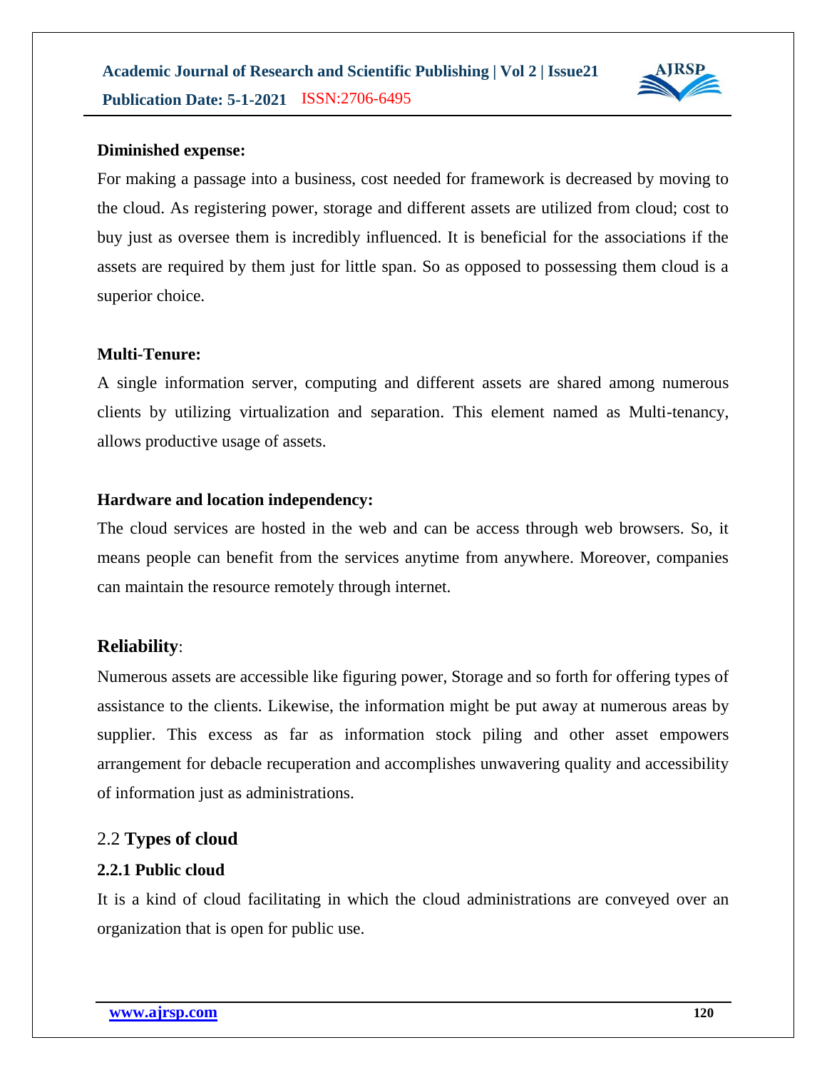**Diminished expense:**

For making a passage into a business, cost needed for framework is decreased by moving to the cloud. As registering power, storage and different assets are utilized from cloud; cost to buy just as oversee them is incredibly influenced. It is beneficial for the associations if the assets are required by them just for little span. So as opposed to possessing them cloud is a superior choice.

**Multi-Tenure:**

A single information server, computing and different assets are shared among numerous clients by utilizing virtualization and separation. This element named as Multi-tenancy, allows productive usage of assets.

**Hardware and location independency:**

The cloud services are hosted in the web and can be access through web browsers. So, it means people can benefit from the services anytime from anywhere. Moreover, companies can maintain the resource remotely through internet.

**Reliability**:

Numerous assets are accessible like figuring power, Storage and so forth for offering types of assistance to the clients. Likewise, the information might be put away at numerous areas by supplier. This excess as far as information stock piling and other asset empowers arrangement for debacle recuperation and accomplishes unwavering quality and accessibility of information just as administrations.

## 2.2 **Types of cloud**

### 2.2.1 Public cloud

It is a kind of cloud facilitating in which the cloud administrations are conveyed over an organization that is open for public use.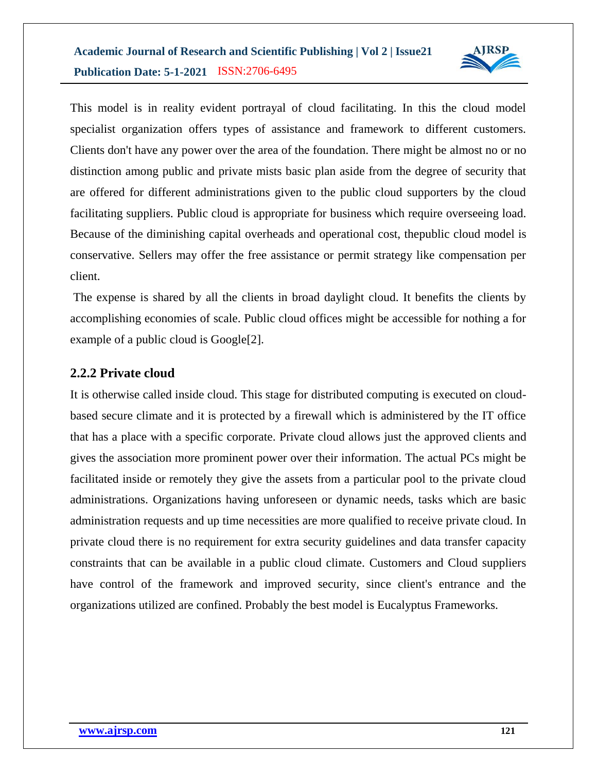This model is in reality evident portrayal of cloud facilitating. In this the cloud model specialist organization offers types of assistance and framework to different customers. Clients don't have any power over the area of the foundation. There might be almost no or no distinction among public and private mists basic plan aside from the degree of security that are offered for different administrations given to the public cloud supporters by the cloud facilitating suppliers. Public cloud is appropriate for business which require overseeing load. Because of the diminishing capital overheads and operational cost, thepublic cloud model is conservative. Sellers may offer the free assistance or permit strategy like compensation per client.

The expense is shared by all the clients in broad daylight cloud. It benefits the clients by accomplishing economies of scale. Public cloud offices might be accessible for nothing a for example of a public cloud is Google[2].

### 2.2.2 Private cloud

It is otherwise called inside cloud. This stage for distributed computing is executed on cloud-based secure climate and it is protected by a firewall which is administered by the IT office that has a place with a specific corporate. Private cloud allows just the approved clients and gives the association more prominent power over their information. The actual PCs might be facilitated inside or remotely they give the assets from a particular pool to the private cloud administrations. Organizations having unforeseen or dynamic needs, tasks which are basic administration requests and up time necessities are more qualified to receive private cloud. In private cloud there is no requirement for extra security guidelines and data transfer capacity constraints that can be available in a public cloud climate. Customers and Cloud suppliers have control of the framework and improved security, since client's entrance and the organizations utilized are confined. Probably the best model is Eucalyptus Frameworks.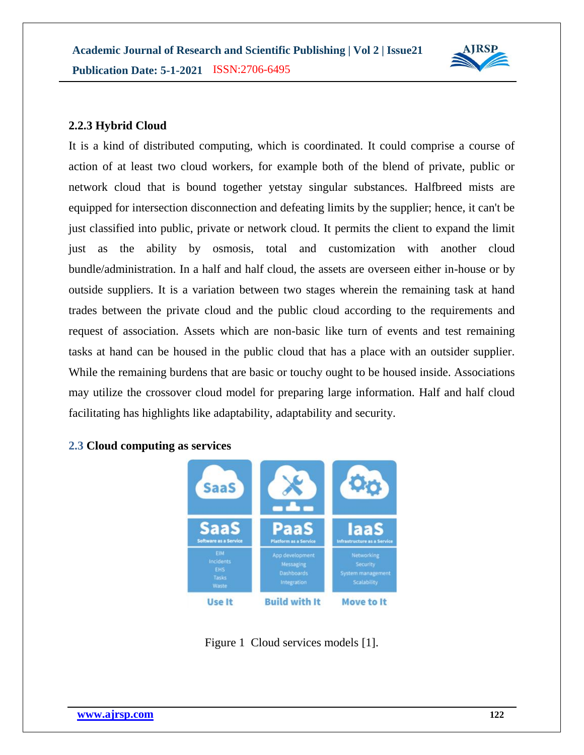### 2.2.3 Hybrid Cloud

It is a kind of distributed computing, which is coordinated. It could comprise a course of action of at least two cloud workers, for example both of the blend of private, public or network cloud that is bound together yetstay singular substances. Halfbreed mists are equipped for intersection disconnection and defeating limits by the supplier; hence, it can't be just classified into public, private or network cloud. It permits the client to expand the limit just as the ability by osmosis, total and customization with another cloud bundle/administration. In a half and half cloud, the assets are overseen either in-house or by outside suppliers. It is a variation between two stages wherein the remaining task at hand trades between the private cloud and the public cloud according to the requirements and request of association. Assets which are non-basic like turn of events and test remaining tasks at hand can be housed in the public cloud that has a place with an outsider supplier. While the remaining burdens that are basic or touchy ought to be housed inside. Associations may utilize the crossover cloud model for preparing large information. Half and half cloud facilitating has highlights like adaptability, adaptability and security.

## 2.3 Cloud computing as services

Figure 1 Cloud services models [1].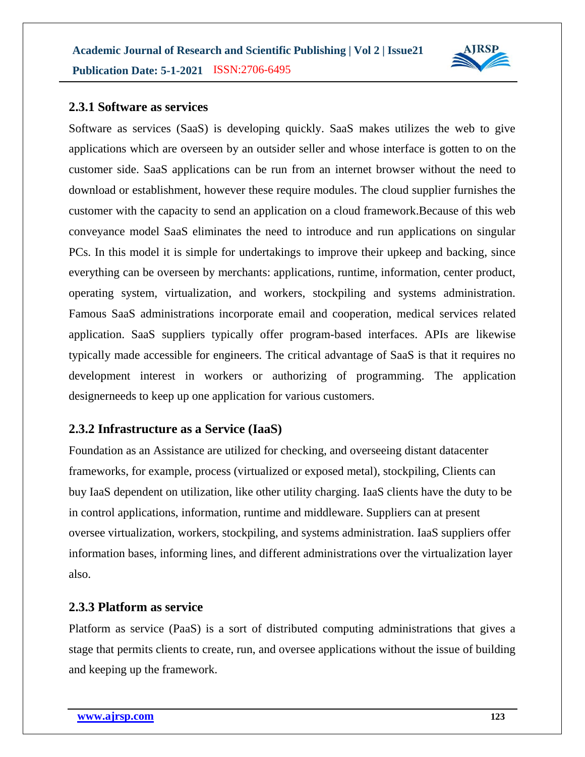### 2.3.1 Software as services

Software as services (SaaS) is developing quickly. SaaS makes utilizes the web to give applications which are overseen by an outsider seller and whose interface is gotten to on the customer side. SaaS applications can be run from an internet browser without the need to download or establishment, however these require modules. The cloud supplier furnishes the customer with the capacity to send an application on a cloud framework.Because of this web conveyance model SaaS eliminates the need to introduce and run applications on singular PCs. In this model it is simple for undertakings to improve their upkeep and backing, since everything can be overseen by merchants: applications, runtime, information, center product, operating system, virtualization, and workers, stockpiling and systems administration. Famous SaaS administrations incorporate email and cooperation, medical services related application. SaaS suppliers typically offer program-based interfaces. APIs are likewise typically made accessible for engineers. The critical advantage of SaaS is that it requires no development interest in workers or authorizing of programming. The application designerneeds to keep up one application for various customers.

### 2.3.2 Infrastructure as a Service (IaaS)

Foundation as an Assistance are utilized for checking, and overseeing distant datacenter frameworks, for example, process (virtualized or exposed metal), stockpiling, Clients can buy IaaS dependent on utilization, like other utility charging. IaaS clients have the duty to be in control applications, information, runtime and middleware. Suppliers can at present oversee virtualization, workers, stockpiling, and systems administration. IaaS suppliers offer information bases, informing lines, and different administrations over the virtualization layer also.

### 2.3.3 Platform as service

Platform as service (PaaS) is a sort of distributed computing administrations that gives a stage that permits clients to create, run, and oversee applications without the issue of building and keeping up the framework.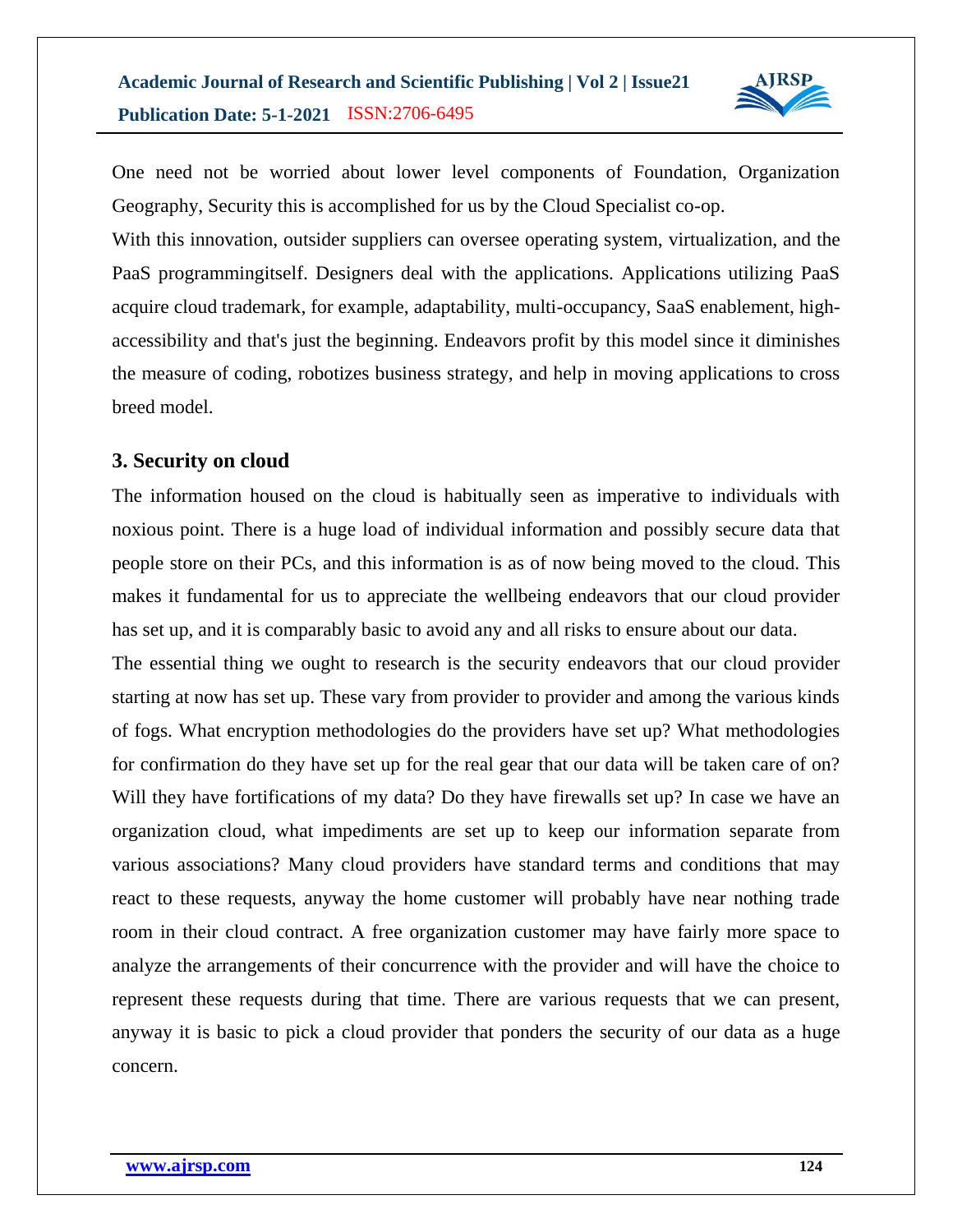One need not be worried about lower level components of Foundation, Organization Geography, Security this is accomplished for us by the Cloud Specialist co-op.

With this innovation, outsider suppliers can oversee operating system, virtualization, and the PaaS programmingitself. Designers deal with the applications. Applications utilizing PaaS acquire cloud trademark, for example, adaptability, multi-occupancy, SaaS enablement, high-accessibility and that's just the beginning. Endeavors profit by this model since it diminishes the measure of coding, robotizes business strategy, and help in moving applications to cross breed model.

## 3. Security on cloud

The information housed on the cloud is habitually seen as imperative to individuals with noxious point. There is a huge load of individual information and possibly secure data that people store on their PCs, and this information is as of now being moved to the cloud. This makes it fundamental for us to appreciate the wellbeing endeavors that our cloud provider has set up, and it is comparably basic to avoid any and all risks to ensure about our data.

The essential thing we ought to research is the security endeavors that our cloud provider starting at now has set up. These vary from provider to provider and among the various kinds of fogs. What encryption methodologies do the providers have set up? What methodologies for confirmation do they have set up for the real gear that our data will be taken care of on? Will they have fortifications of my data? Do they have firewalls set up? In case we have an organization cloud, what impediments are set up to keep our information separate from various associations? Many cloud providers have standard terms and conditions that may react to these requests, anyway the home customer will probably have near nothing trade room in their cloud contract. A free organization customer may have fairly more space to analyze the arrangements of their concurrence with the provider and will have the choice to represent these requests during that time. There are various requests that we can present, anyway it is basic to pick a cloud provider that ponders the security of our data as a huge concern.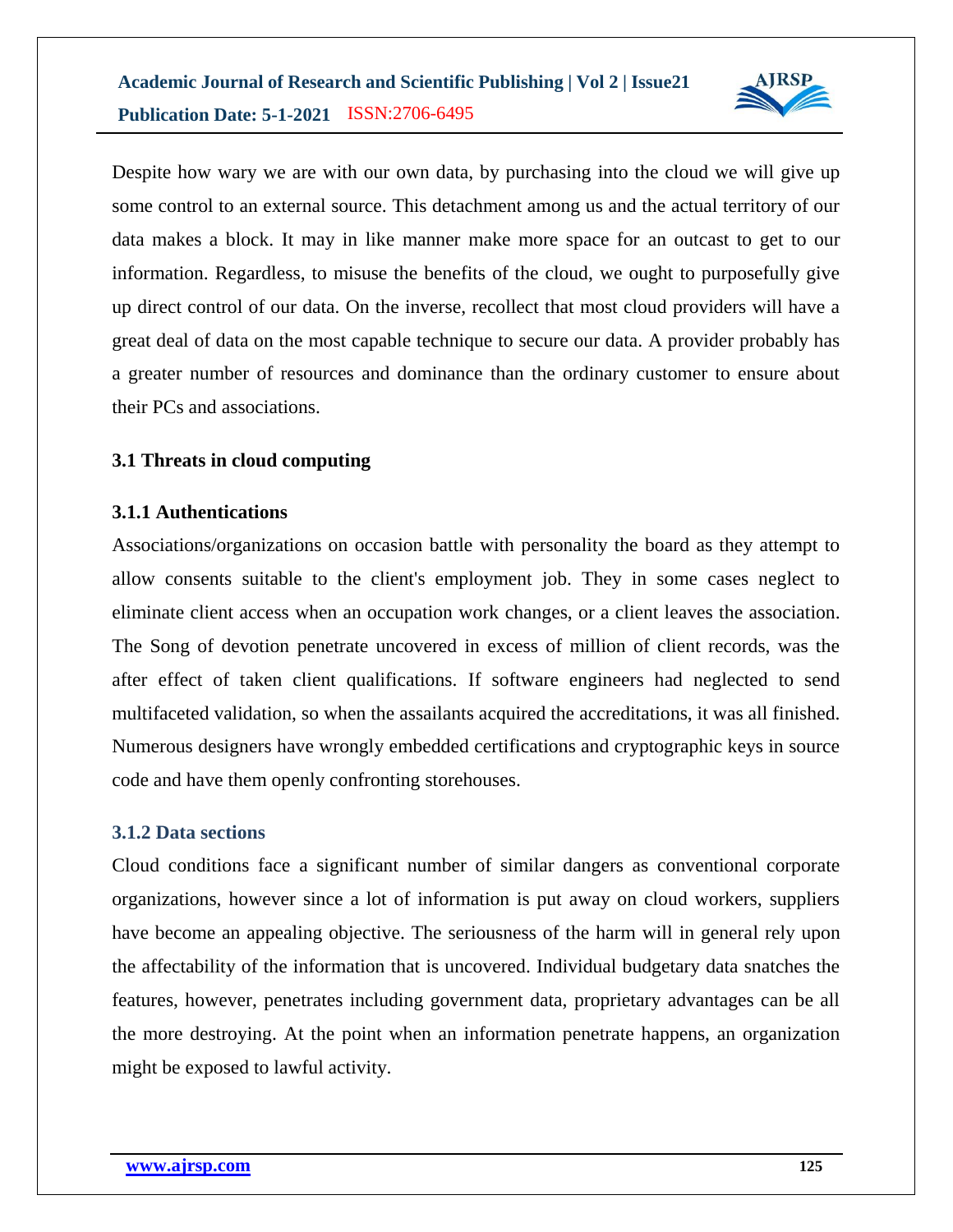Despite how wary we are with our own data, by purchasing into the cloud we will give up some control to an external source. This detachment among us and the actual territory of our data makes a block. It may in like manner make more space for an outcast to get to our information. Regardless, to misuse the benefits of the cloud, we ought to purposefully give up direct control of our data. On the inverse, recollect that most cloud providers will have a great deal of data on the most capable technique to secure our data. A provider probably has a greater number of resources and dominance than the ordinary customer to ensure about their PCs and associations.

### 3.1 Threats in cloud computing

#### 3.1.1 Authentications

Associations/organizations on occasion battle with personality the board as they attempt to allow consents suitable to the client's employment job. They in some cases neglect to eliminate client access when an occupation work changes, or a client leaves the association. The Song of devotion penetrate uncovered in excess of million of client records, was the after effect of taken client qualifications. If software engineers had neglected to send multifaceted validation, so when the assailants acquired the accreditations, it was all finished. Numerous designers have wrongly embedded certifications and cryptographic keys in source code and have them openly confronting storehouses.

#### 3.1.2 Data sections

Cloud conditions face a significant number of similar dangers as conventional corporate organizations, however since a lot of information is put away on cloud workers, suppliers have become an appealing objective. The seriousness of the harm will in general rely upon the affectability of the information that is uncovered. Individual budgetary data snatches the features, however, penetrates including government data, proprietary advantages can be all the more destroying. At the point when an information penetrate happens, an organization might be exposed to lawful activity.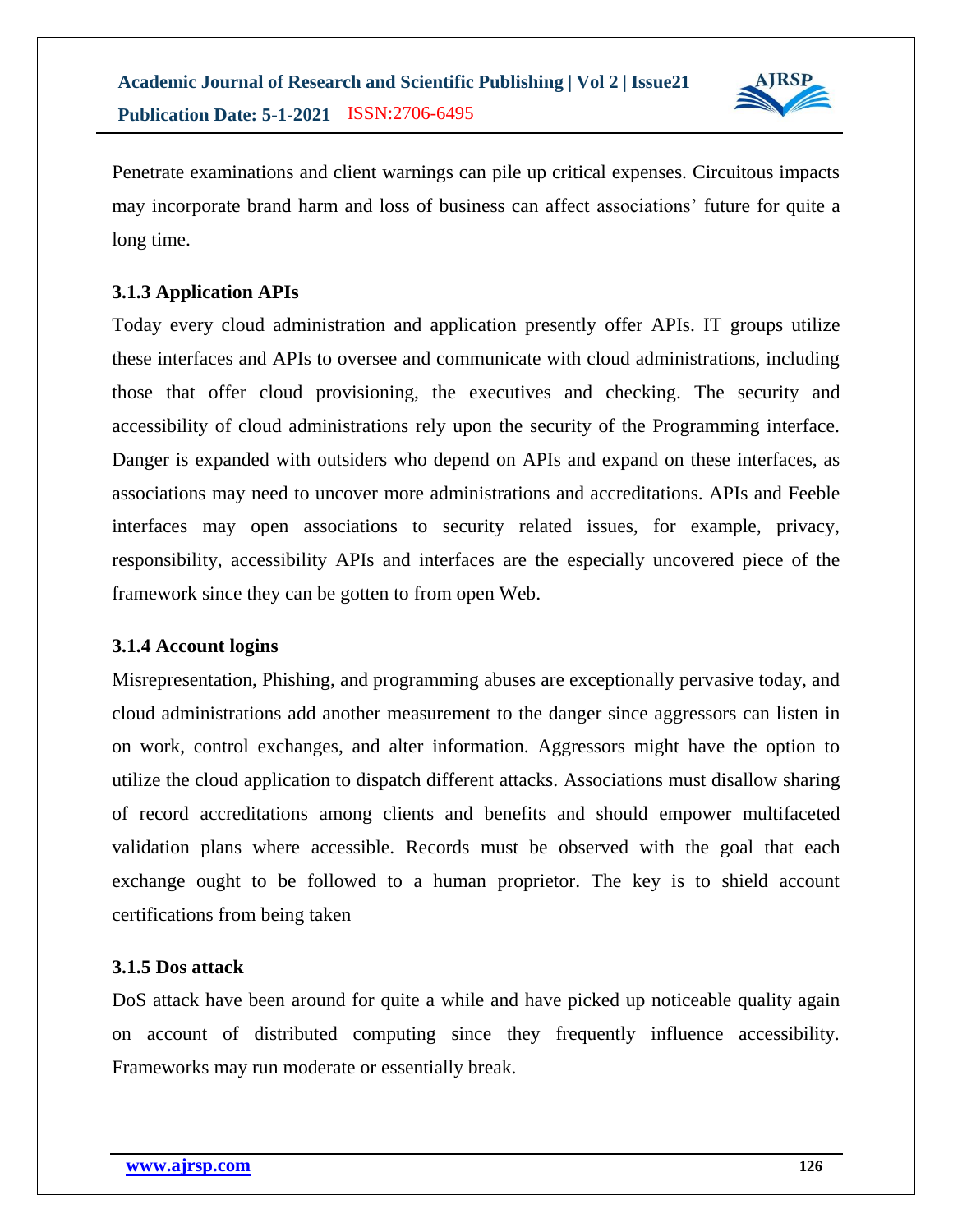Penetrate examinations and client warnings can pile up critical expenses. Circuitous impacts may incorporate brand harm and loss of business can affect associations' future for quite a long time.

### 3.1.3 Application APIs

Today every cloud administration and application presently offer APIs. IT groups utilize these interfaces and APIs to oversee and communicate with cloud administrations, including those that offer cloud provisioning, the executives and checking. The security and accessibility of cloud administrations rely upon the security of the Programming interface. Danger is expanded with outsiders who depend on APIs and expand on these interfaces, as associations may need to uncover more administrations and accreditations. APIs and Feeble interfaces may open associations to security related issues, for example, privacy, responsibility, accessibility APIs and interfaces are the especially uncovered piece of the framework since they can be gotten to from open Web.

### 3.1.4 Account logins

Misrepresentation, Phishing, and programming abuses are exceptionally pervasive today, and cloud administrations add another measurement to the danger since aggressors can listen in on work, control exchanges, and alter information. Aggressors might have the option to utilize the cloud application to dispatch different attacks. Associations must disallow sharing of record accreditations among clients and benefits and should empower multifaceted validation plans where accessible. Records must be observed with the goal that each exchange ought to be followed to a human proprietor. The key is to shield account certifications from being taken

### 3.1.5 Dos attack

DoS attack have been around for quite a while and have picked up noticeable quality again on account of distributed computing since they frequently influence accessibility. Frameworks may run moderate or essentially break.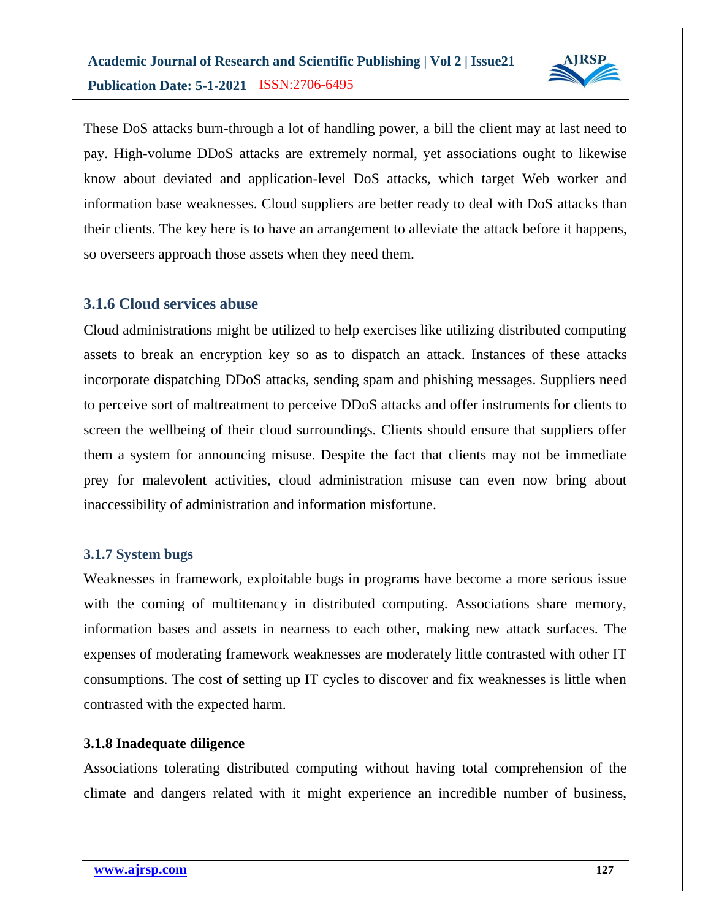These DoS attacks burn-through a lot of handling power, a bill the client may at last need to pay. High-volume DDoS attacks are extremely normal, yet associations ought to likewise know about deviated and application-level DoS attacks, which target Web worker and information base weaknesses. Cloud suppliers are better ready to deal with DoS attacks than their clients. The key here is to have an arrangement to alleviate the attack before it happens, so overseers approach those assets when they need them.

### 3.1.6 Cloud services abuse

Cloud administrations might be utilized to help exercises like utilizing distributed computing assets to break an encryption key so as to dispatch an attack. Instances of these attacks incorporate dispatching DDoS attacks, sending spam and phishing messages. Suppliers need to perceive sort of maltreatment to perceive DDoS attacks and offer instruments for clients to screen the wellbeing of their cloud surroundings. Clients should ensure that suppliers offer them a system for announcing misuse. Despite the fact that clients may not be immediate prey for malevolent activities, cloud administration misuse can even now bring about inaccessibility of administration and information misfortune.

### 3.1.7 System bugs

Weaknesses in framework, exploitable bugs in programs have become a more serious issue with the coming of multitenancy in distributed computing. Associations share memory, information bases and assets in nearness to each other, making new attack surfaces. The expenses of moderating framework weaknesses are moderately little contrasted with other IT consumptions. The cost of setting up IT cycles to discover and fix weaknesses is little when contrasted with the expected harm.

### 3.1.8 Inadequate diligence

Associations tolerating distributed computing without having total comprehension of the climate and dangers related with it might experience an incredible number of business,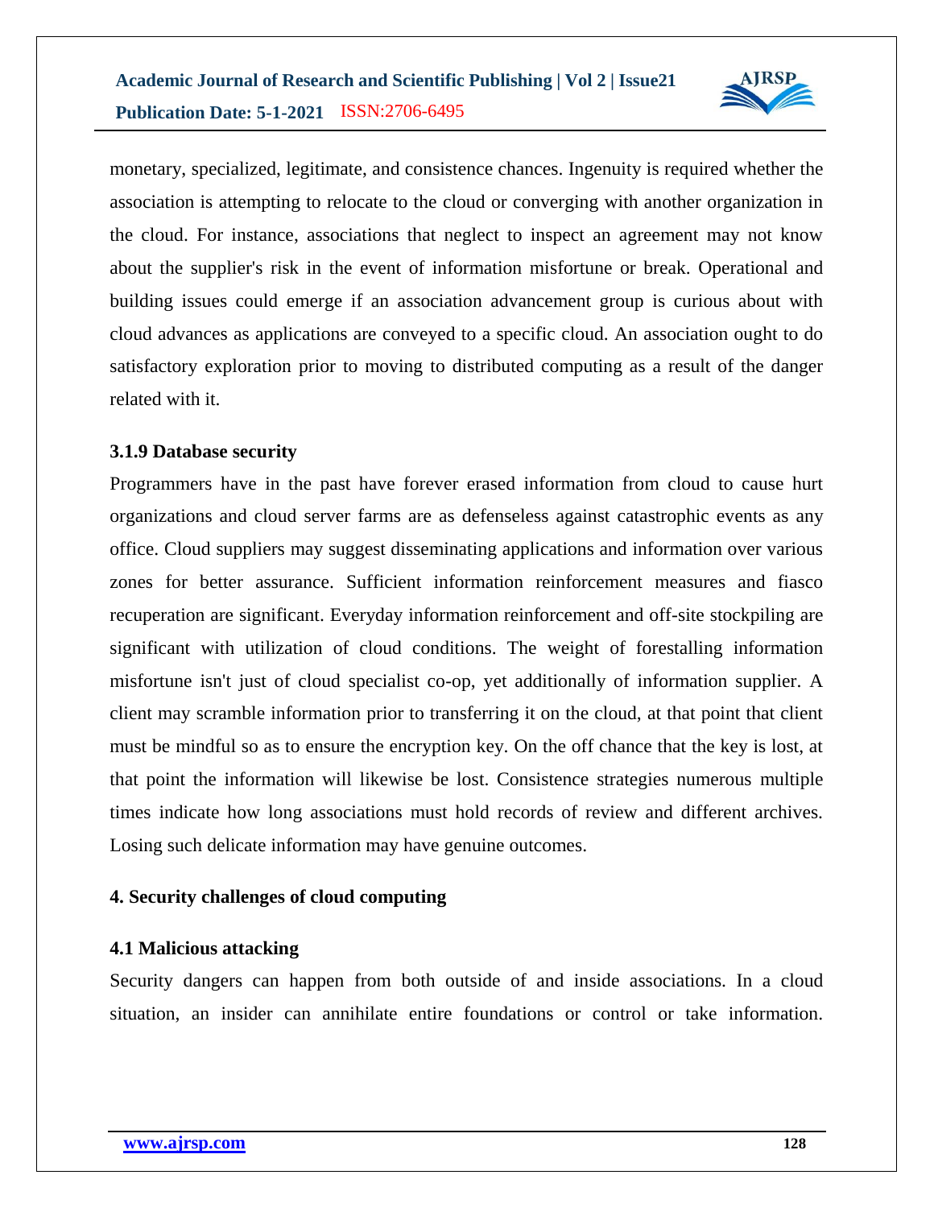monetary, specialized, legitimate, and consistence chances. Ingenuity is required whether the association is attempting to relocate to the cloud or converging with another organization in the cloud. For instance, associations that neglect to inspect an agreement may not know about the supplier's risk in the event of information misfortune or break. Operational and building issues could emerge if an association advancement group is curious about with cloud advances as applications are conveyed to a specific cloud. An association ought to do satisfactory exploration prior to moving to distributed computing as a result of the danger related with it.

### 3.1.9 Database security

Programmers have in the past have forever erased information from cloud to cause hurt organizations and cloud server farms are as defenseless against catastrophic events as any office. Cloud suppliers may suggest disseminating applications and information over various zones for better assurance. Sufficient information reinforcement measures and fiasco recuperation are significant. Everyday information reinforcement and off-site stockpiling are significant with utilization of cloud conditions. The weight of forestalling information misfortune isn't just of cloud specialist co-op, yet additionally of information supplier. A client may scramble information prior to transferring it on the cloud, at that point that client must be mindful so as to ensure the encryption key. On the off chance that the key is lost, at that point the information will likewise be lost. Consistence strategies numerous multiple times indicate how long associations must hold records of review and different archives. Losing such delicate information may have genuine outcomes.

## 4. Security challenges of cloud computing

### 4.1 Malicious attacking

Security dangers can happen from both outside of and inside associations. In a cloud situation, an insider can annihilate entire foundations or control or take information.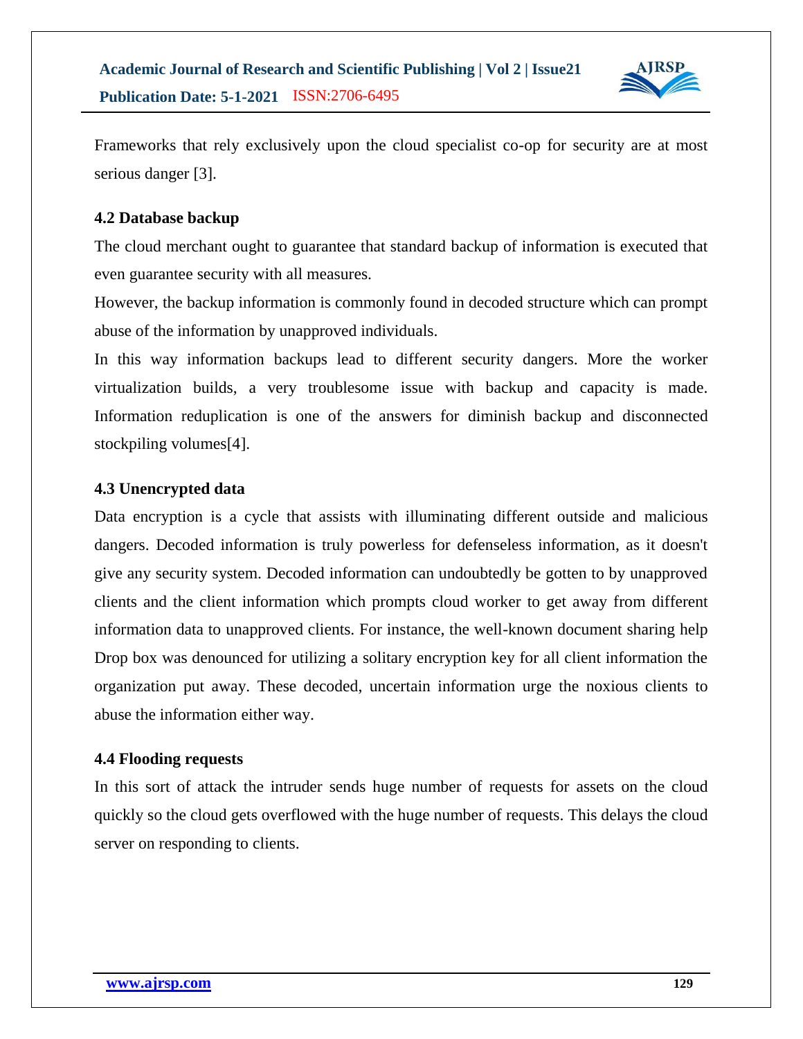Frameworks that rely exclusively upon the cloud specialist co-op for security are at most serious danger [3].

### 4.2 Database backup

The cloud merchant ought to guarantee that standard backup of information is executed that even guarantee security with all measures.

However, the backup information is commonly found in decoded structure which can prompt abuse of the information by unapproved individuals.

In this way information backups lead to different security dangers. More the worker virtualization builds, a very troublesome issue with backup and capacity is made. Information reduplication is one of the answers for diminish backup and disconnected stockpiling volumes[4].

### 4.3 Unencrypted data

Data encryption is a cycle that assists with illuminating different outside and malicious dangers. Decoded information is truly powerless for defenseless information, as it doesn't give any security system. Decoded information can undoubtedly be gotten to by unapproved clients and the client information which prompts cloud worker to get away from different information data to unapproved clients. For instance, the well-known document sharing help Drop box was denounced for utilizing a solitary encryption key for all client information the organization put away. These decoded, uncertain information urge the noxious clients to abuse the information either way.

### 4.4 Flooding requests

In this sort of attack the intruder sends huge number of requests for assets on the cloud quickly so the cloud gets overflowed with the huge number of requests. This delays the cloud server on responding to clients.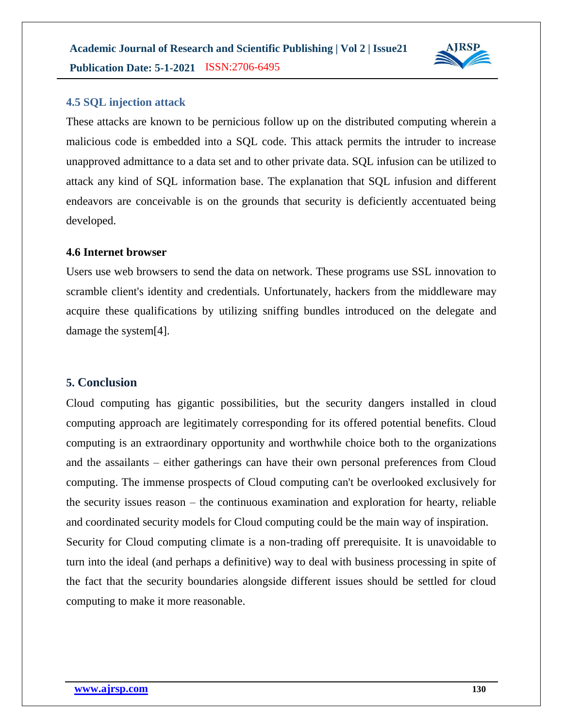### 4.5 SQL injection attack

These attacks are known to be pernicious follow up on the distributed computing wherein a malicious code is embedded into a SQL code. This attack permits the intruder to increase unapproved admittance to a data set and to other private data. SQL infusion can be utilized to attack any kind of SQL information base. The explanation that SQL infusion and different endeavors are conceivable is on the grounds that security is deficiently accentuated being developed.

### 4.6 Internet browser

Users use web browsers to send the data on network. These programs use SSL innovation to scramble client's identity and credentials. Unfortunately, hackers from the middleware may acquire these qualifications by utilizing sniffing bundles introduced on the delegate and damage the system[4].

## 5. Conclusion

Cloud computing has gigantic possibilities, but the security dangers installed in cloud computing approach are legitimately corresponding for its offered potential benefits. Cloud computing is an extraordinary opportunity and worthwhile choice both to the organizations and the assailants – either gatherings can have their own personal preferences from Cloud computing. The immense prospects of Cloud computing can't be overlooked exclusively for the security issues reason – the continuous examination and exploration for hearty, reliable and coordinated security models for Cloud computing could be the main way of inspiration.

Security for Cloud computing climate is a non-trading off prerequisite. It is unavoidable to turn into the ideal (and perhaps a definitive) way to deal with business processing in spite of the fact that the security boundaries alongside different issues should be settled for cloud computing to make it more reasonable.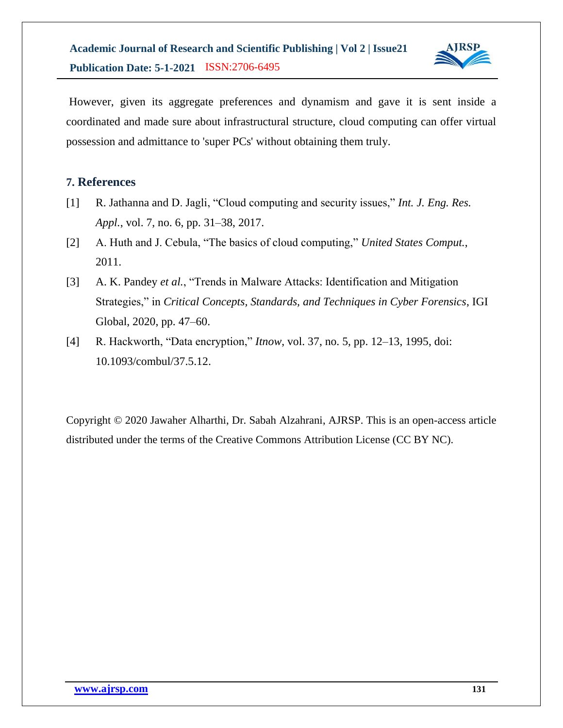However, given its aggregate preferences and dynamism and gave it is sent inside a coordinated and made sure about infrastructural structure, cloud computing can offer virtual possession and admittance to 'super PCs' without obtaining them truly.

## 7. References

[1] R. Jathanna and D. Jagli, "Cloud computing and security issues," *Int. J. Eng. Res. Appl.*, vol. 7, no. 6, pp. 31–38, 2017.

[2] A. Huth and J. Cebula, "The basics of cloud computing," *United States Comput.*, 2011.

[3] A. K. Pandey *et al.*, "Trends in Malware Attacks: Identification and Mitigation Strategies," in *Critical Concepts, Standards, and Techniques in Cyber Forensics*, IGI Global, 2020, pp. 47–60.

[4] R. Hackworth, "Data encryption," *Itnow*, vol. 37, no. 5, pp. 12–13, 1995, doi: 10.1093/combul/37.5.12.

Copyright © 2020 Jawaher Alharthi, Dr. Sabah Alzahrani, AJRSP. This is an open-access article distributed under the terms of the Creative Commons Attribution License (CC BY NC).